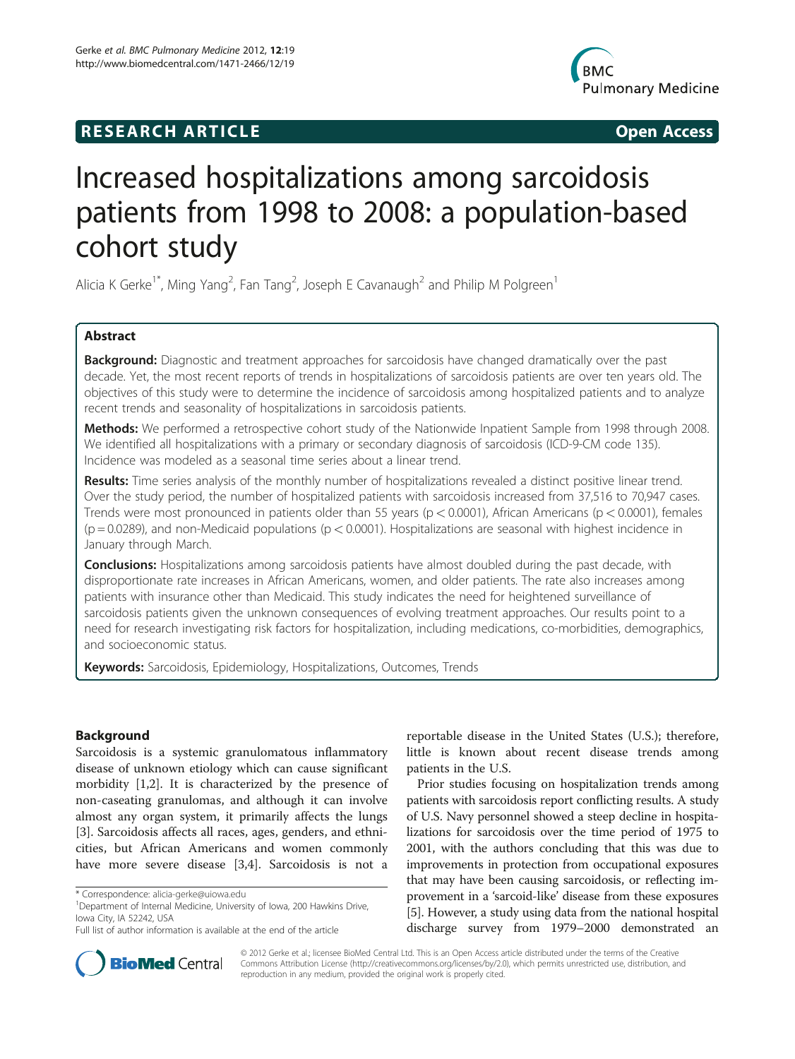RESEARCH ARTICLE Open Access

# Increased hospitalizations among sarcoidosis patients from 1998 to 2008: a population-based cohort study

Alicia K Gerke[1*], Ming Yang[2], Fan Tang[2], Joseph E Cavanaugh[2] and Philip M Polgreen[1]

## Abstract

**Background:** Diagnostic and treatment approaches for sarcoidosis have changed dramatically over the past decade. Yet, the most recent reports of trends in hospitalizations of sarcoidosis patients are over ten years old. The objectives of this study were to determine the incidence of sarcoidosis among hospitalized patients and to analyze recent trends and seasonality of hospitalizations in sarcoidosis patients.

**Methods:** We performed a retrospective cohort study of the Nationwide Inpatient Sample from 1998 through 2008. We identified all hospitalizations with a primary or secondary diagnosis of sarcoidosis (ICD-9-CM code 135). Incidence was modeled as a seasonal time series about a linear trend.

**Results:** Time series analysis of the monthly number of hospitalizations revealed a distinct positive linear trend. Over the study period, the number of hospitalized patients with sarcoidosis increased from 37,516 to 70,947 cases. Trends were most pronounced in patients older than 55 years ($p < 0.0001$), African Americans ($p < 0.0001$), females ($p = 0.0289$), and non-Medicaid populations ($p < 0.0001$). Hospitalizations are seasonal with highest incidence in January through March.

**Conclusions:** Hospitalizations among sarcoidosis patients have almost doubled during the past decade, with disproportionate rate increases in African Americans, women, and older patients. The rate also increases among patients with insurance other than Medicaid. This study indicates the need for heightened surveillance of sarcoidosis patients given the unknown consequences of evolving treatment approaches. Our results point to a need for research investigating risk factors for hospitalization, including medications, co-morbidities, demographics, and socioeconomic status.

**Keywords:** Sarcoidosis, Epidemiology, Hospitalizations, Outcomes, Trends

## Background

Sarcoidosis is a systemic granulomatous inflammatory disease of unknown etiology which can cause significant morbidity [1,2]. It is characterized by the presence of non-caseating granulomas, and although it can involve almost any organ system, it primarily affects the lungs [3]. Sarcoidosis affects all races, ages, genders, and ethnicities, but African Americans and women commonly have more severe disease [3,4]. Sarcoidosis is not a reportable disease in the United States (U.S.); therefore, little is known about recent disease trends among patients in the U.S.

Prior studies focusing on hospitalization trends among patients with sarcoidosis report conflicting results. A study of U.S. Navy personnel showed a steep decline in hospitalizations for sarcoidosis over the time period of 1975 to 2001, with the authors concluding that this was due to improvements in protection from occupational exposures that may have been causing sarcoidosis, or reflecting improvement in a 'sarcoid-like' disease from these exposures [5]. However, a study using data from the national hospital discharge survey from 1979–2000 demonstrated an

\* Correspondence: alicia-gerke@uiowa.edu

[1]Department of Internal Medicine, University of Iowa, 200 Hawkins Drive, Iowa City, IA 52242, USA

Full list of author information is available at the end of the article

© 2012 Gerke et al.; licensee BioMed Central Ltd. This is an Open Access article distributed under the terms of the Creative Commons Attribution License (http://creativecommons.org/licenses/by/2.0), which permits unrestricted use, distribution, and reproduction in any medium, provided the original work is properly cited.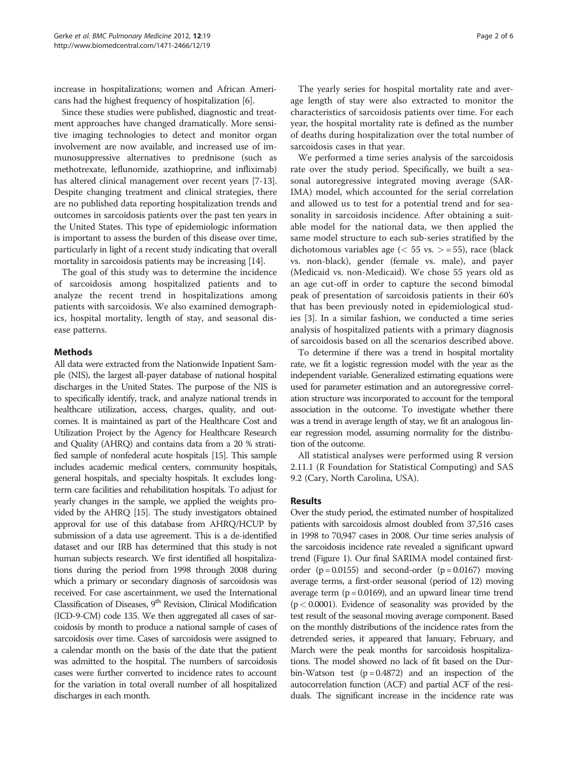increase in hospitalizations; women and African Americans had the highest frequency of hospitalization [6].

Since these studies were published, diagnostic and treatment approaches have changed dramatically. More sensitive imaging technologies to detect and monitor organ involvement are now available, and increased use of immunosuppressive alternatives to prednisone (such as methotrexate, leflunomide, azathioprine, and infliximab) has altered clinical management over recent years [7-13]. Despite changing treatment and clinical strategies, there are no published data reporting hospitalization trends and outcomes in sarcoidosis patients over the past ten years in the United States. This type of epidemiologic information is important to assess the burden of this disease over time, particularly in light of a recent study indicating that overall mortality in sarcoidosis patients may be increasing [14].

The goal of this study was to determine the incidence of sarcoidosis among hospitalized patients and to analyze the recent trend in hospitalizations among patients with sarcoidosis. We also examined demographics, hospital mortality, length of stay, and seasonal disease patterns.

## Methods

All data were extracted from the Nationwide Inpatient Sample (NIS), the largest all-payer database of national hospital discharges in the United States. The purpose of the NIS is to specifically identify, track, and analyze national trends in healthcare utilization, access, charges, quality, and outcomes. It is maintained as part of the Healthcare Cost and Utilization Project by the Agency for Healthcare Research and Quality (AHRQ) and contains data from a 20 % stratified sample of nonfederal acute hospitals [15]. This sample includes academic medical centers, community hospitals, general hospitals, and specialty hospitals. It excludes long-term care facilities and rehabilitation hospitals. To adjust for yearly changes in the sample, we applied the weights provided by the AHRQ [15]. The study investigators obtained approval for use of this database from AHRQ/HCUP by submission of a data use agreement. This is a de-identified dataset and our IRB has determined that this study is not human subjects research. We first identified all hospitalizations during the period from 1998 through 2008 during which a primary or secondary diagnosis of sarcoidosis was received. For case ascertainment, we used the International Classification of Diseases, 9th Revision, Clinical Modification (ICD-9-CM) code 135. We then aggregated all cases of sarcoidosis by month to produce a national sample of cases of sarcoidosis over time. Cases of sarcoidosis were assigned to a calendar month on the basis of the date that the patient was admitted to the hospital. The numbers of sarcoidosis cases were further converted to incidence rates to account for the variation in total overall number of all hospitalized discharges in each month.

The yearly series for hospital mortality rate and average length of stay were also extracted to monitor the characteristics of sarcoidosis patients over time. For each year, the hospital mortality rate is defined as the number of deaths during hospitalization over the total number of sarcoidosis cases in that year.

We performed a time series analysis of the sarcoidosis rate over the study period. Specifically, we built a seasonal autoregressive integrated moving average (SARIMA) model, which accounted for the serial correlation and allowed us to test for a potential trend and for seasonality in sarcoidosis incidence. After obtaining a suitable model for the national data, we then applied the same model structure to each sub-series stratified by the dichotomous variables age ($< 55$ vs. $>= 55$), race (black vs. non-black), gender (female vs. male), and payer (Medicaid vs. non-Medicaid). We chose 55 years old as an age cut-off in order to capture the second bimodal peak of presentation of sarcoidosis patients in their 60's that has been previously noted in epidemiological studies [3]. In a similar fashion, we conducted a time series analysis of hospitalized patients with a primary diagnosis of sarcoidosis based on all the scenarios described above.

To determine if there was a trend in hospital mortality rate, we fit a logistic regression model with the year as the independent variable. Generalized estimating equations were used for parameter estimation and an autoregressive correlation structure was incorporated to account for the temporal association in the outcome. To investigate whether there was a trend in average length of stay, we fit an analogous linear regression model, assuming normality for the distribution of the outcome.

All statistical analyses were performed using R version 2.11.1 (R Foundation for Statistical Computing) and SAS 9.2 (Cary, North Carolina, USA).

## Results

Over the study period, the estimated number of hospitalized patients with sarcoidosis almost doubled from 37,516 cases in 1998 to 70,947 cases in 2008. Our time series analysis of the sarcoidosis incidence rate revealed a significant upward trend (Figure 1). Our final SARIMA model contained first-order ($p = 0.0155$) and second-order ($p = 0.0167$) moving average terms, a first-order seasonal (period of 12) moving average term ($p = 0.0169$), and an upward linear time trend ($p < 0.0001$). Evidence of seasonality was provided by the test result of the seasonal moving average component. Based on the monthly distributions of the incidence rates from the detrended series, it appeared that January, February, and March were the peak months for sarcoidosis hospitalizations. The model showed no lack of fit based on the Durbin-Watson test ($p = 0.4872$) and an inspection of the autocorrelation function (ACF) and partial ACF of the residuals. The significant increase in the incidence rate was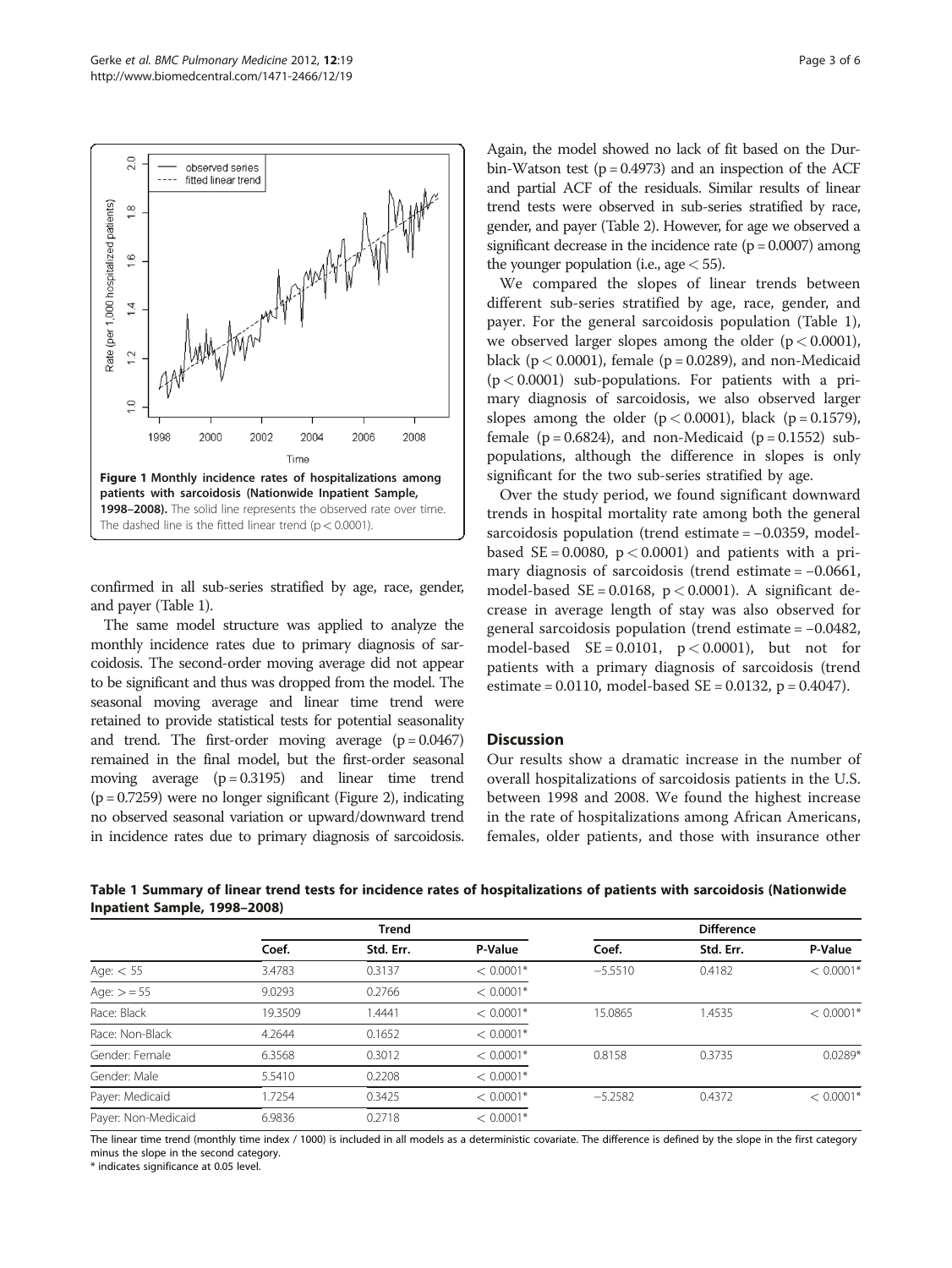**Figure 1 Monthly incidence rates of hospitalizations among patients with sarcoidosis (Nationwide Inpatient Sample, 1998–2008).** The solid line represents the observed rate over time. The dashed line is the fitted linear trend ($p < 0.0001$).

confirmed in all sub-series stratified by age, race, gender, and payer (Table 1).

The same model structure was applied to analyze the monthly incidence rates due to primary diagnosis of sarcoidosis. The second-order moving average did not appear to be significant and thus was dropped from the model. The seasonal moving average and linear time trend were retained to provide statistical tests for potential seasonality and trend. The first-order moving average ($p = 0.0467$) remained in the final model, but the first-order seasonal moving average ($p = 0.3195$) and linear time trend ($p = 0.7259$) were no longer significant (Figure 2), indicating no observed seasonal variation or upward/downward trend in incidence rates due to primary diagnosis of sarcoidosis. Again, the model showed no lack of fit based on the Durbin-Watson test ($p = 0.4973$) and an inspection of the ACF and partial ACF of the residuals. Similar results of linear trend tests were observed in sub-series stratified by race, gender, and payer (Table 2). However, for age we observed a significant decrease in the incidence rate ($p = 0.0007$) among the younger population (i.e., age < 55).

We compared the slopes of linear trends between different sub-series stratified by age, race, gender, and payer. For the general sarcoidosis population (Table 1), we observed larger slopes among the older ($p < 0.0001$), black ($p < 0.0001$), female ($p = 0.0289$), and non-Medicaid ($p < 0.0001$) sub-populations. For patients with a primary diagnosis of sarcoidosis, we also observed larger slopes among the older ($p < 0.0001$), black ($p = 0.1579$), female ($p = 0.6824$), and non-Medicaid ($p = 0.1552$) sub-populations, although the difference in slopes is only significant for the two sub-series stratified by age.

Over the study period, we found significant downward trends in hospital mortality rate among both the general sarcoidosis population (trend estimate = −0.0359, model-based SE = 0.0080, $p < 0.0001$) and patients with a primary diagnosis of sarcoidosis (trend estimate = −0.0661, model-based SE = 0.0168, $p < 0.0001$). A significant decrease in average length of stay was also observed for general sarcoidosis population (trend estimate = −0.0482, model-based SE = 0.0101, $p < 0.0001$), but not for patients with a primary diagnosis of sarcoidosis (trend estimate = 0.0110, model-based SE = 0.0132, $p = 0.4047$).

## Discussion

Our results show a dramatic increase in the number of overall hospitalizations of sarcoidosis patients in the U.S. between 1998 and 2008. We found the highest increase in the rate of hospitalizations among African Americans, females, older patients, and those with insurance other

**Table 1 Summary of linear trend tests for incidence rates of hospitalizations of patients with sarcoidosis (Nationwide Inpatient Sample, 1998–2008)**

| | Trend | | | Difference | | |
|---|---|---|---|---|---|---|
| | Coef. | Std. Err. | P-Value | Coef. | Std. Err. | P-Value |
| Age: < 55 | 3.4783 | 0.3137 | < 0.0001* | −5.5510 | 0.4182 | < 0.0001* |
| Age: > = 55 | 9.0293 | 0.2766 | < 0.0001* | | | |
| Race: Black | 19.3509 | 1.4441 | < 0.0001* | 15.0865 | 1.4535 | < 0.0001* |
| Race: Non-Black | 4.2644 | 0.1652 | < 0.0001* | | | |
| Gender: Female | 6.3568 | 0.3012 | < 0.0001* | 0.8158 | 0.3735 | 0.0289* |
| Gender: Male | 5.5410 | 0.2208 | < 0.0001* | | | |
| Payer: Medicaid | 1.7254 | 0.3425 | < 0.0001* | −5.2582 | 0.4372 | < 0.0001* |
| Payer: Non-Medicaid | 6.9836 | 0.2718 | < 0.0001* | | | |

The linear time trend (monthly time index / 1000) is included in all models as a deterministic covariate. The difference is defined by the slope in the first category minus the slope in the second category.
* indicates significance at 0.05 level.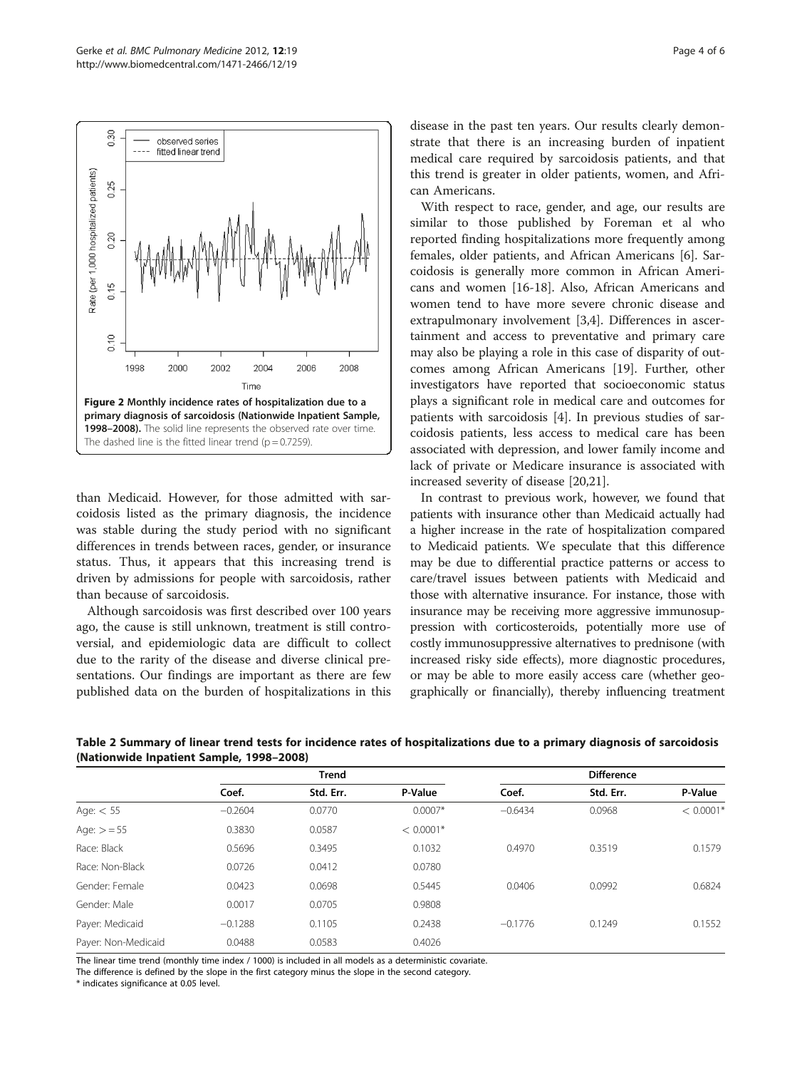**Figure 2 Monthly incidence rates of hospitalization due to a primary diagnosis of sarcoidosis (Nationwide Inpatient Sample, 1998–2008).** The solid line represents the observed rate over time. The dashed line is the fitted linear trend (p = 0.7259).

than Medicaid. However, for those admitted with sarcoidosis listed as the primary diagnosis, the incidence was stable during the study period with no significant differences in trends between races, gender, or insurance status. Thus, it appears that this increasing trend is driven by admissions for people with sarcoidosis, rather than because of sarcoidosis.

Although sarcoidosis was first described over 100 years ago, the cause is still unknown, treatment is still controversial, and epidemiologic data are difficult to collect due to the rarity of the disease and diverse clinical presentations. Our findings are important as there are few published data on the burden of hospitalizations in this disease in the past ten years. Our results clearly demonstrate that there is an increasing burden of inpatient medical care required by sarcoidosis patients, and that this trend is greater in older patients, women, and African Americans.

With respect to race, gender, and age, our results are similar to those published by Foreman et al who reported finding hospitalizations more frequently among females, older patients, and African Americans [6]. Sarcoidosis is generally more common in African Americans and women [16-18]. Also, African Americans and women tend to have more severe chronic disease and extrapulmonary involvement [3,4]. Differences in ascertainment and access to preventative and primary care may also be playing a role in this case of disparity of outcomes among African Americans [19]. Further, other investigators have reported that socioeconomic status plays a significant role in medical care and outcomes for patients with sarcoidosis [4]. In previous studies of sarcoidosis patients, less access to medical care has been associated with depression, and lower family income and lack of private or Medicare insurance is associated with increased severity of disease [20,21].

In contrast to previous work, however, we found that patients with insurance other than Medicaid actually had a higher increase in the rate of hospitalization compared to Medicaid patients. We speculate that this difference may be due to differential practice patterns or access to care/travel issues between patients with Medicaid and those with alternative insurance. For instance, those with insurance may be receiving more aggressive immunosuppression with corticosteroids, potentially more use of costly immunosuppressive alternatives to prednisone (with increased risky side effects), more diagnostic procedures, or may be able to more easily access care (whether geographically or financially), thereby influencing treatment

**Table 2 Summary of linear trend tests for incidence rates of hospitalizations due to a primary diagnosis of sarcoidosis (Nationwide Inpatient Sample, 1998–2008)**

| | Trend | | | Difference | | |
|---|---|---|---|---|---|---|
| | Coef. | Std. Err. | P-Value | Coef. | Std. Err. | P-Value |
| Age: < 55 | −0.2604 | 0.0770 | 0.0007* | −0.6434 | 0.0968 | < 0.0001* |
| Age: >= 55 | 0.3830 | 0.0587 | < 0.0001* | | | |
| Race: Black | 0.5696 | 0.3495 | 0.1032 | 0.4970 | 0.3519 | 0.1579 |
| Race: Non-Black | 0.0726 | 0.0412 | 0.0780 | | | |
| Gender: Female | 0.0423 | 0.0698 | 0.5445 | 0.0406 | 0.0992 | 0.6824 |
| Gender: Male | 0.0017 | 0.0705 | 0.9808 | | | |
| Payer: Medicaid | −0.1288 | 0.1105 | 0.2438 | −0.1776 | 0.1249 | 0.1552 |
| Payer: Non-Medicaid | 0.0488 | 0.0583 | 0.4026 | | | |

The linear time trend (monthly time index / 1000) is included in all models as a deterministic covariate.
The difference is defined by the slope in the first category minus the slope in the second category.
* indicates significance at 0.05 level.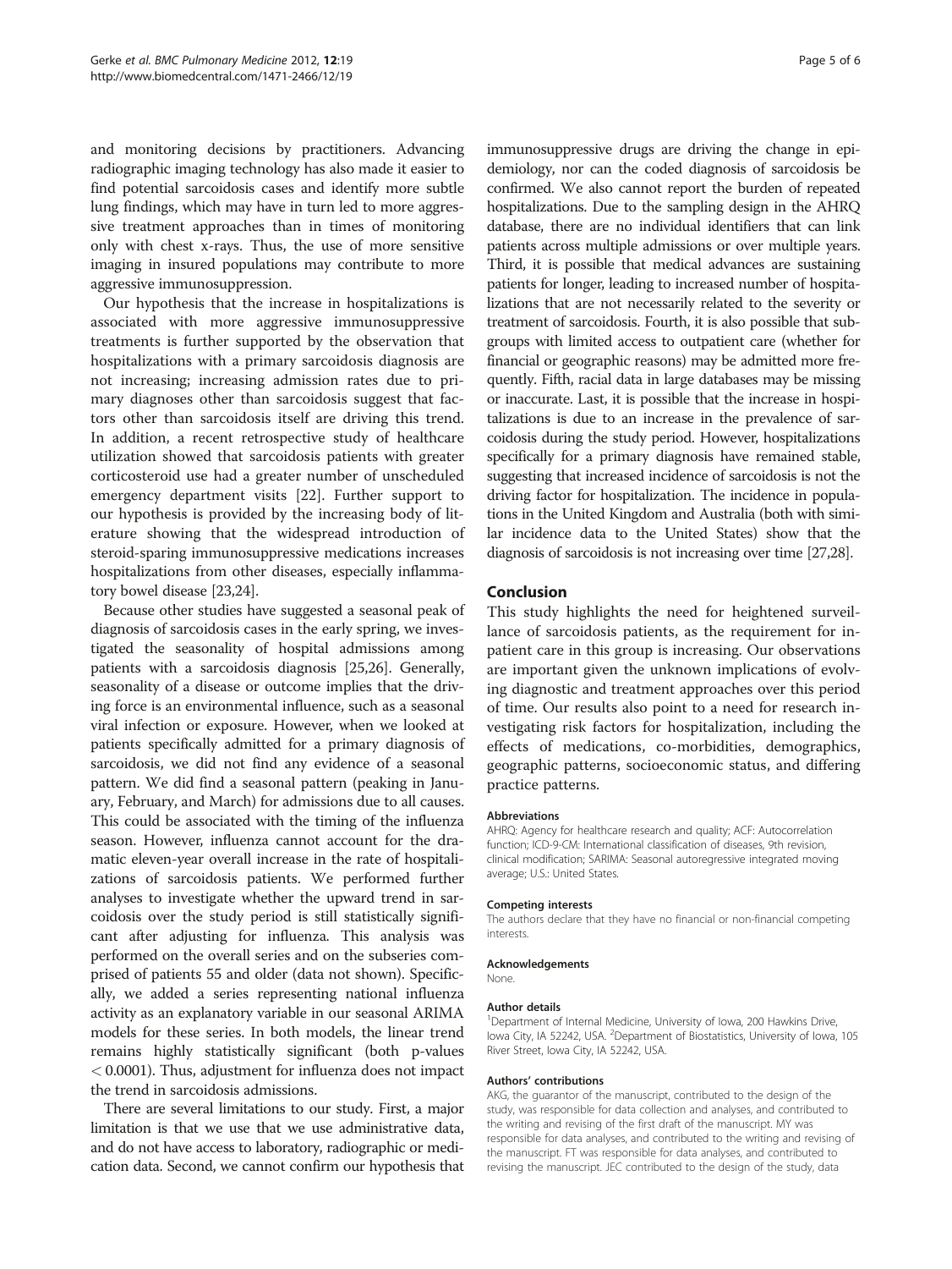and monitoring decisions by practitioners. Advancing radiographic imaging technology has also made it easier to find potential sarcoidosis cases and identify more subtle lung findings, which may have in turn led to more aggressive treatment approaches than in times of monitoring only with chest x-rays. Thus, the use of more sensitive imaging in insured populations may contribute to more aggressive immunosuppression.

Our hypothesis that the increase in hospitalizations is associated with more aggressive immunosuppressive treatments is further supported by the observation that hospitalizations with a primary sarcoidosis diagnosis are not increasing; increasing admission rates due to primary diagnoses other than sarcoidosis suggest that factors other than sarcoidosis itself are driving this trend. In addition, a recent retrospective study of healthcare utilization showed that sarcoidosis patients with greater corticosteroid use had a greater number of unscheduled emergency department visits [22]. Further support to our hypothesis is provided by the increasing body of literature showing that the widespread introduction of steroid-sparing immunosuppressive medications increases hospitalizations from other diseases, especially inflammatory bowel disease [23,24].

Because other studies have suggested a seasonal peak of diagnosis of sarcoidosis cases in the early spring, we investigated the seasonality of hospital admissions among patients with a sarcoidosis diagnosis [25,26]. Generally, seasonality of a disease or outcome implies that the driving force is an environmental influence, such as a seasonal viral infection or exposure. However, when we looked at patients specifically admitted for a primary diagnosis of sarcoidosis, we did not find any evidence of a seasonal pattern. We did find a seasonal pattern (peaking in January, February, and March) for admissions due to all causes. This could be associated with the timing of the influenza season. However, influenza cannot account for the dramatic eleven-year overall increase in the rate of hospitalizations of sarcoidosis patients. We performed further analyses to investigate whether the upward trend in sarcoidosis over the study period is still statistically significant after adjusting for influenza. This analysis was performed on the overall series and on the subseries comprised of patients 55 and older (data not shown). Specifically, we added a series representing national influenza activity as an explanatory variable in our seasonal ARIMA models for these series. In both models, the linear trend remains highly statistically significant (both p-values $< 0.0001$). Thus, adjustment for influenza does not impact the trend in sarcoidosis admissions.

There are several limitations to our study. First, a major limitation is that we use that we use administrative data, and do not have access to laboratory, radiographic or medication data. Second, we cannot confirm our hypothesis that immunosuppressive drugs are driving the change in epidemiology, nor can the coded diagnosis of sarcoidosis be confirmed. We also cannot report the burden of repeated hospitalizations. Due to the sampling design in the AHRQ database, there are no individual identifiers that can link patients across multiple admissions or over multiple years. Third, it is possible that medical advances are sustaining patients for longer, leading to increased number of hospitalizations that are not necessarily related to the severity or treatment of sarcoidosis. Fourth, it is also possible that subgroups with limited access to outpatient care (whether for financial or geographic reasons) may be admitted more frequently. Fifth, racial data in large databases may be missing or inaccurate. Last, it is possible that the increase in hospitalizations is due to an increase in the prevalence of sarcoidosis during the study period. However, hospitalizations specifically for a primary diagnosis have remained stable, suggesting that increased incidence of sarcoidosis is not the driving factor for hospitalization. The incidence in populations in the United Kingdom and Australia (both with similar incidence data to the United States) show that the diagnosis of sarcoidosis is not increasing over time [27,28].

## Conclusion

This study highlights the need for heightened surveillance of sarcoidosis patients, as the requirement for inpatient care in this group is increasing. Our observations are important given the unknown implications of evolving diagnostic and treatment approaches over this period of time. Our results also point to a need for research investigating risk factors for hospitalization, including the effects of medications, co-morbidities, demographics, geographic patterns, socioeconomic status, and differing practice patterns.

#### Abbreviations

AHRQ: Agency for healthcare research and quality; ACF: Autocorrelation function; ICD-9-CM: International classification of diseases, 9th revision, clinical modification; SARIMA: Seasonal autoregressive integrated moving average; U.S.: United States.

#### Competing interests

The authors declare that they have no financial or non-financial competing interests.

#### Acknowledgements

None.

#### Author details

[1]Department of Internal Medicine, University of Iowa, 200 Hawkins Drive, Iowa City, IA 52242, USA. [2]Department of Biostatistics, University of Iowa, 105 River Street, Iowa City, IA 52242, USA.

#### Authors' contributions

AKG, the guarantor of the manuscript, contributed to the design of the study, was responsible for data collection and analyses, and contributed to the writing and revising of the first draft of the manuscript. MY was responsible for data analyses, and contributed to the writing and revising of the manuscript. FT was responsible for data analyses, and contributed to revising the manuscript. JEC contributed to the design of the study, data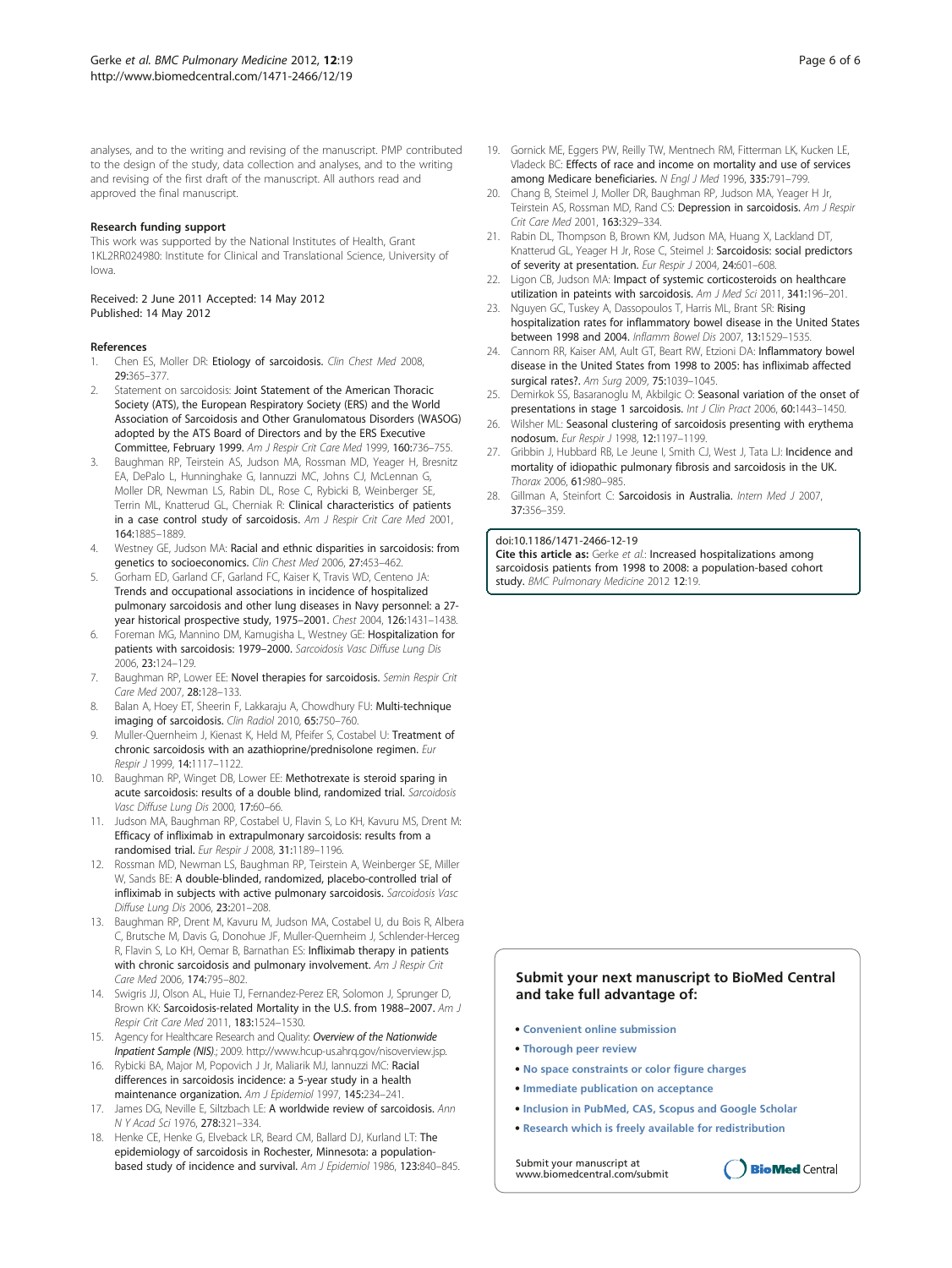analyses, and to the writing and revising of the manuscript. PMP contributed to the design of the study, data collection and analyses, and to the writing and revising of the first draft of the manuscript. All authors read and approved the final manuscript.

#### Research funding support

This work was supported by the National Institutes of Health, Grant 1KL2RR024980: Institute for Clinical and Translational Science, University of Iowa.

Received: 2 June 2011 Accepted: 14 May 2012
Published: 14 May 2012

#### References

1. Chen ES, Moller DR: **Etiology of sarcoidosis.** *Clin Chest Med* 2008, **29:**365–377.
2. Statement on sarcoidosis: **Joint Statement of the American Thoracic Society (ATS), the European Respiratory Society (ERS) and the World Association of Sarcoidosis and Other Granulomatous Disorders (WASOG) adopted by the ATS Board of Directors and by the ERS Executive Committee, February 1999.** *Am J Respir Crit Care Med* 1999, **160:**736–755.
3. Baughman RP, Teirstein AS, Judson MA, Rossman MD, Yeager H, Bresnitz EA, DePalo L, Hunninghake G, Iannuzzi MC, Johns CJ, McLennan G, Moller DR, Newman LS, Rabin DL, Rose C, Rybicki B, Weinberger SE, Terrin ML, Knatterud GL, Cherniak R: **Clinical characteristics of patients in a case control study of sarcoidosis.** *Am J Respir Crit Care Med* 2001, **164:**1885–1889.
4. Westney GE, Judson MA: **Racial and ethnic disparities in sarcoidosis: from genetics to socioeconomics.** *Clin Chest Med* 2006, **27:**453–462.
5. Gorham ED, Garland CF, Garland FC, Kaiser K, Travis WD, Centeno JA: **Trends and occupational associations in incidence of hospitalized pulmonary sarcoidosis and other lung diseases in Navy personnel: a 27-year historical prospective study, 1975–2001.** *Chest* 2004, **126:**1431–1438.
6. Foreman MG, Mannino DM, Kamugisha L, Westney GE: **Hospitalization for patients with sarcoidosis: 1979–2000.** *Sarcoidosis Vasc Diffuse Lung Dis* 2006, **23:**124–129.
7. Baughman RP, Lower EE: **Novel therapies for sarcoidosis.** *Semin Respir Crit Care Med* 2007, **28:**128–133.
8. Balan A, Hoey ET, Sheerin F, Lakkaraju A, Chowdhury FU: **Multi-technique imaging of sarcoidosis.** *Clin Radiol* 2010, **65:**750–760.
9. Muller-Quernheim J, Kienast K, Held M, Pfeifer S, Costabel U: **Treatment of chronic sarcoidosis with an azathioprine/prednisolone regimen.** *Eur Respir J* 1999, **14:**1117–1122.
10. Baughman RP, Winget DB, Lower EE: **Methotrexate is steroid sparing in acute sarcoidosis: results of a double blind, randomized trial.** *Sarcoidosis Vasc Diffuse Lung Dis* 2000, **17:**60–66.
11. Judson MA, Baughman RP, Costabel U, Flavin S, Lo KH, Kavuru MS, Drent M: **Efficacy of infliximab in extrapulmonary sarcoidosis: results from a randomised trial.** *Eur Respir J* 2008, **31:**1189–1196.
12. Rossman MD, Newman LS, Baughman RP, Teirstein A, Weinberger SE, Miller W, Sands BE: **A double-blinded, randomized, placebo-controlled trial of infliximab in subjects with active pulmonary sarcoidosis.** *Sarcoidosis Vasc Diffuse Lung Dis* 2006, **23:**201–208.
13. Baughman RP, Drent M, Kavuru M, Judson MA, Costabel U, du Bois R, Albera C, Brutsche M, Davis G, Donohue JF, Muller-Quernheim J, Schlender-Herceg R, Flavin S, Lo KH, Oemar B, Barnathan ES: **Infliximab therapy in patients with chronic sarcoidosis and pulmonary involvement.** *Am J Respir Crit Care Med* 2006, **174:**795–802.
14. Swigris JJ, Olson AL, Huie TJ, Fernandez-Perez ER, Solomon J, Sprunger D, Brown KK: **Sarcoidosis-related Mortality in the U.S. from 1988–2007.** *Am J Respir Crit Care Med* 2011, **183:**1524–1530.
15. Agency for Healthcare Research and Quality: ***Overview of the Nationwide Inpatient Sample (NIS).***; 2009. http://www.hcup-us.ahrq.gov/nisoverview.jsp.
16. Rybicki BA, Major M, Popovich J Jr, Maliarik MJ, Iannuzzi MC: **Racial differences in sarcoidosis incidence: a 5-year study in a health maintenance organization.** *Am J Epidemiol* 1997, **145:**234–241.
17. James DG, Neville E, Siltzbach LE: **A worldwide review of sarcoidosis.** *Ann N Y Acad Sci* 1976, **278:**321–334.
18. Henke CE, Henke G, Elveback LR, Beard CM, Ballard DJ, Kurland LT: **The epidemiology of sarcoidosis in Rochester, Minnesota: a population-based study of incidence and survival.** *Am J Epidemiol* 1986, **123:**840–845.
19. Gornick ME, Eggers PW, Reilly TW, Mentnech RM, Fitterman LK, Kucken LE, Vladeck BC: **Effects of race and income on mortality and use of services among Medicare beneficiaries.** *N Engl J Med* 1996, **335:**791–799.
20. Chang B, Steimel J, Moller DR, Baughman RP, Judson MA, Yeager H Jr, Teirstein AS, Rossman MD, Rand CS: **Depression in sarcoidosis.** *Am J Respir Crit Care Med* 2001, **163:**329–334.
21. Rabin DL, Thompson B, Brown KM, Judson MA, Huang X, Lackland DT, Knatterud GL, Yeager H Jr, Rose C, Steimel J: **Sarcoidosis: social predictors of severity at presentation.** *Eur Respir J* 2004, **24:**601–608.
22. Ligon CB, Judson MA: **Impact of systemic corticosteroids on healthcare utilization in pateints with sarcoidosis.** *Am J Med Sci* 2011, **341:**196–201.
23. Nguyen GC, Tuskey A, Dassopoulos T, Harris ML, Brant SR: **Rising hospitalization rates for inflammatory bowel disease in the United States between 1998 and 2004.** *Inflamm Bowel Dis* 2007, **13:**1529–1535.
24. Cannom RR, Kaiser AM, Ault GT, Beart RW, Etzioni DA: **Inflammatory bowel disease in the United States from 1998 to 2005: has infliximab affected surgical rates?.** *Am Surg* 2009, **75:**1039–1045.
25. Demirkok SS, Basaranoglu M, Akbilgic O: **Seasonal variation of the onset of presentations in stage 1 sarcoidosis.** *Int J Clin Pract* 2006, **60:**1443–1450.
26. Wilsher ML: **Seasonal clustering of sarcoidosis presenting with erythema nodosum.** *Eur Respir J* 1998, **12:**1197–1199.
27. Gribbin J, Hubbard RB, Le Jeune I, Smith CJ, West J, Tata LJ: **Incidence and mortality of idiopathic pulmonary fibrosis and sarcoidosis in the UK.** *Thorax* 2006, **61:**980–985.
28. Gillman A, Steinfort C: **Sarcoidosis in Australia.** *Intern Med J* 2007, **37:**356–359.

doi:10.1186/1471-2466-12-19
**Cite this article as:** Gerke *et al.*: Increased hospitalizations among sarcoidosis patients from 1998 to 2008: a population-based cohort study. *BMC Pulmonary Medicine* 2012 **12**:19.

**Submit your next manuscript to BioMed Central and take full advantage of:**

- **Convenient online submission**
- **Thorough peer review**
- **No space constraints or color figure charges**
- **Immediate publication on acceptance**
- **Inclusion in PubMed, CAS, Scopus and Google Scholar**
- **Research which is freely available for redistribution**

Submit your manuscript at
www.biomedcentral.com/submit

BioMed Central